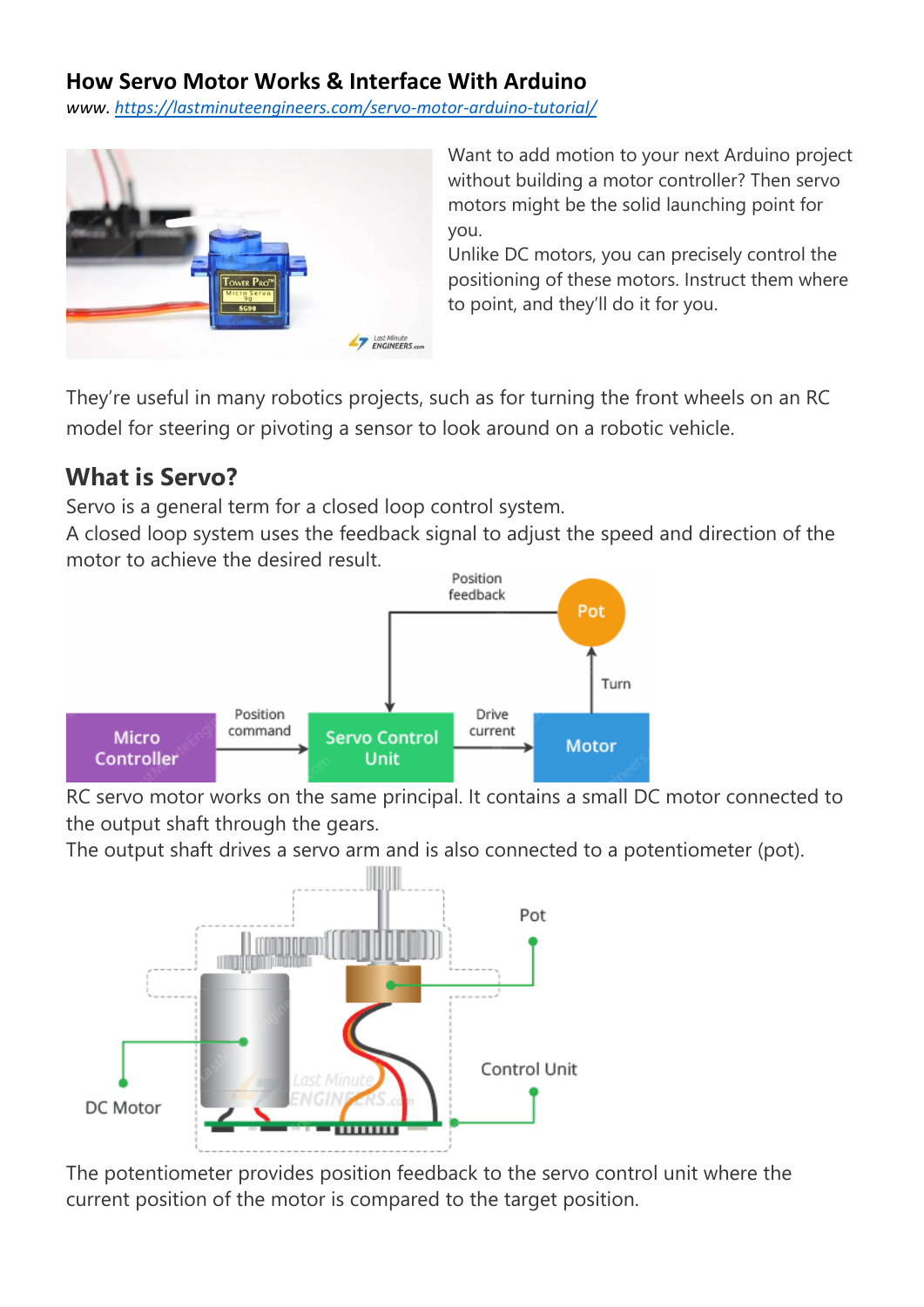## How Servo Motor Works & Interface With Arduino

*www. [https://lastminuteengineers.com/servo-motor-arduino-tutorial/](https://lastminuteengineers.com/servo-motor-arduino-tutorial/)*

Want to add motion to your next Arduino project without building a motor controller? Then servo motors might be the solid launching point for you.

Unlike DC motors, you can precisely control the positioning of these motors. Instruct them where to point, and they'll do it for you.

They're useful in many robotics projects, such as for turning the front wheels on an RC model for steering or pivoting a sensor to look around on a robotic vehicle.

## What is Servo?

Servo is a general term for a closed loop control system.

A closed loop system uses the feedback signal to adjust the speed and direction of the motor to achieve the desired result.

RC servo motor works on the same principal. It contains a small DC motor connected to the output shaft through the gears.

The output shaft drives a servo arm and is also connected to a potentiometer (pot).

The potentiometer provides position feedback to the servo control unit where the current position of the motor is compared to the target position.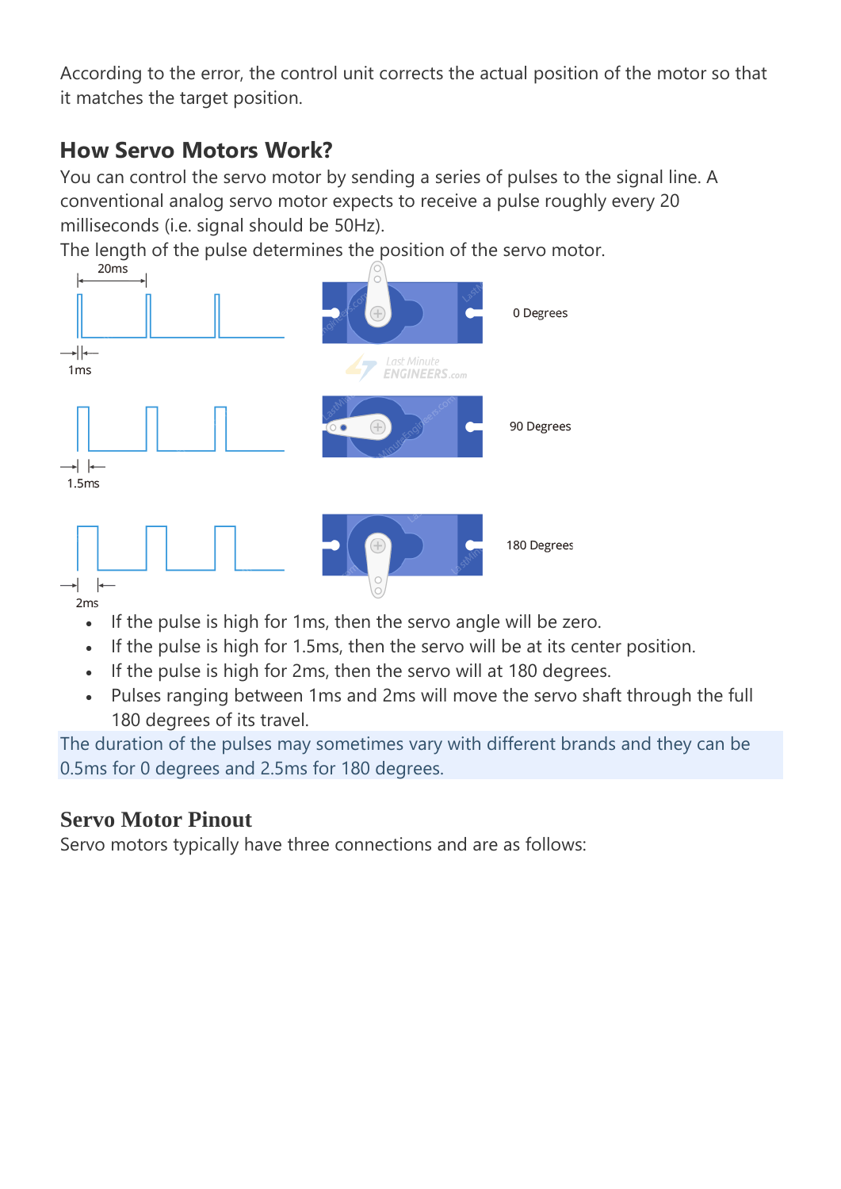According to the error, the control unit corrects the actual position of the motor so that it matches the target position.

## How Servo Motors Work?

You can control the servo motor by sending a series of pulses to the signal line. A conventional analog servo motor expects to receive a pulse roughly every 20 milliseconds (i.e. signal should be 50Hz).

The length of the pulse determines the position of the servo motor.

- If the pulse is high for 1ms, then the servo angle will be zero.
- If the pulse is high for 1.5ms, then the servo will be at its center position.
- If the pulse is high for 2ms, then the servo will at 180 degrees.
- Pulses ranging between 1ms and 2ms will move the servo shaft through the full 180 degrees of its travel.

The duration of the pulses may sometimes vary with different brands and they can be 0.5ms for 0 degrees and 2.5ms for 180 degrees.

## Servo Motor Pinout

Servo motors typically have three connections and are as follows: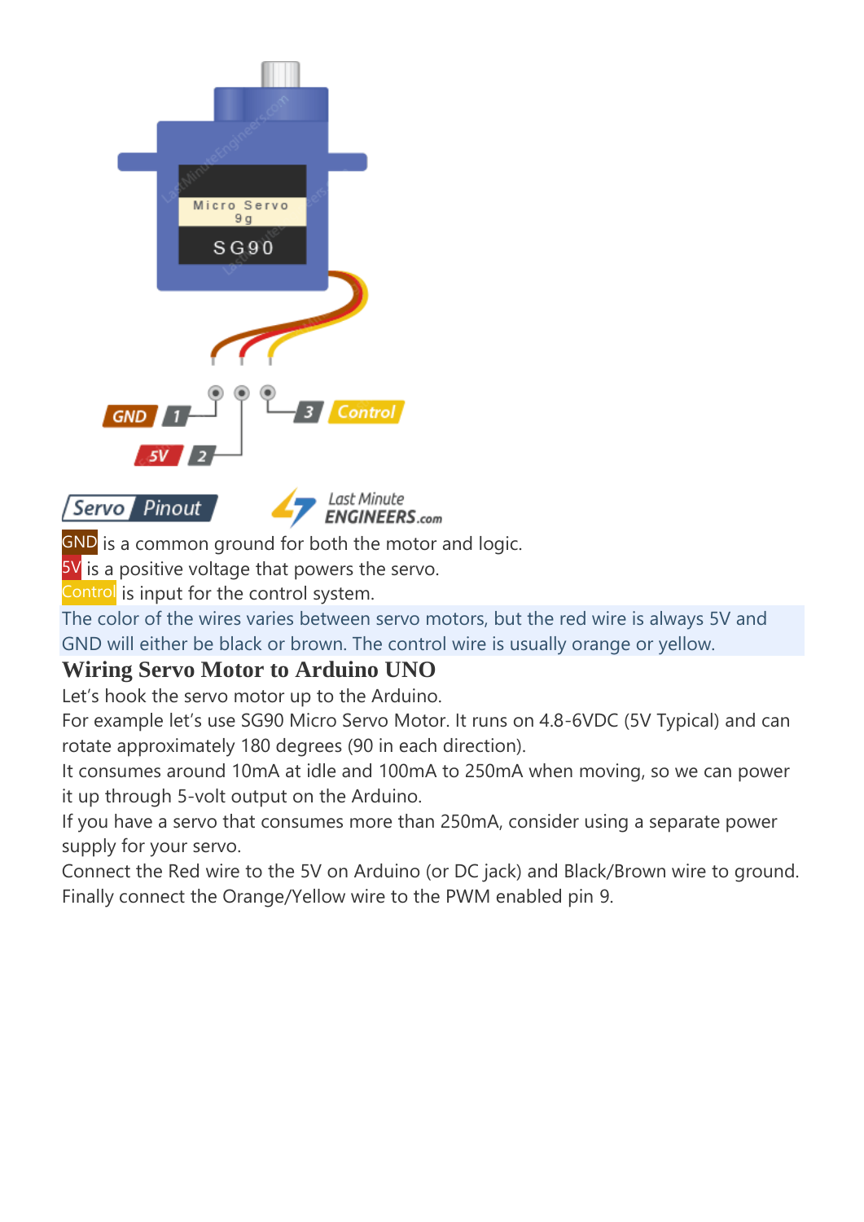GND is a common ground for both the motor and logic.

5V is a positive voltage that powers the servo.

Control is input for the control system.

The color of the wires varies between servo motors, but the red wire is always 5V and GND will either be black or brown. The control wire is usually orange or yellow.

## Wiring Servo Motor to Arduino UNO

Let's hook the servo motor up to the Arduino.

For example let's use SG90 Micro Servo Motor. It runs on 4.8-6VDC (5V Typical) and can rotate approximately 180 degrees (90 in each direction).

It consumes around 10mA at idle and 100mA to 250mA when moving, so we can power it up through 5-volt output on the Arduino.

If you have a servo that consumes more than 250mA, consider using a separate power supply for your servo.

Connect the Red wire to the 5V on Arduino (or DC jack) and Black/Brown wire to ground. Finally connect the Orange/Yellow wire to the PWM enabled pin 9.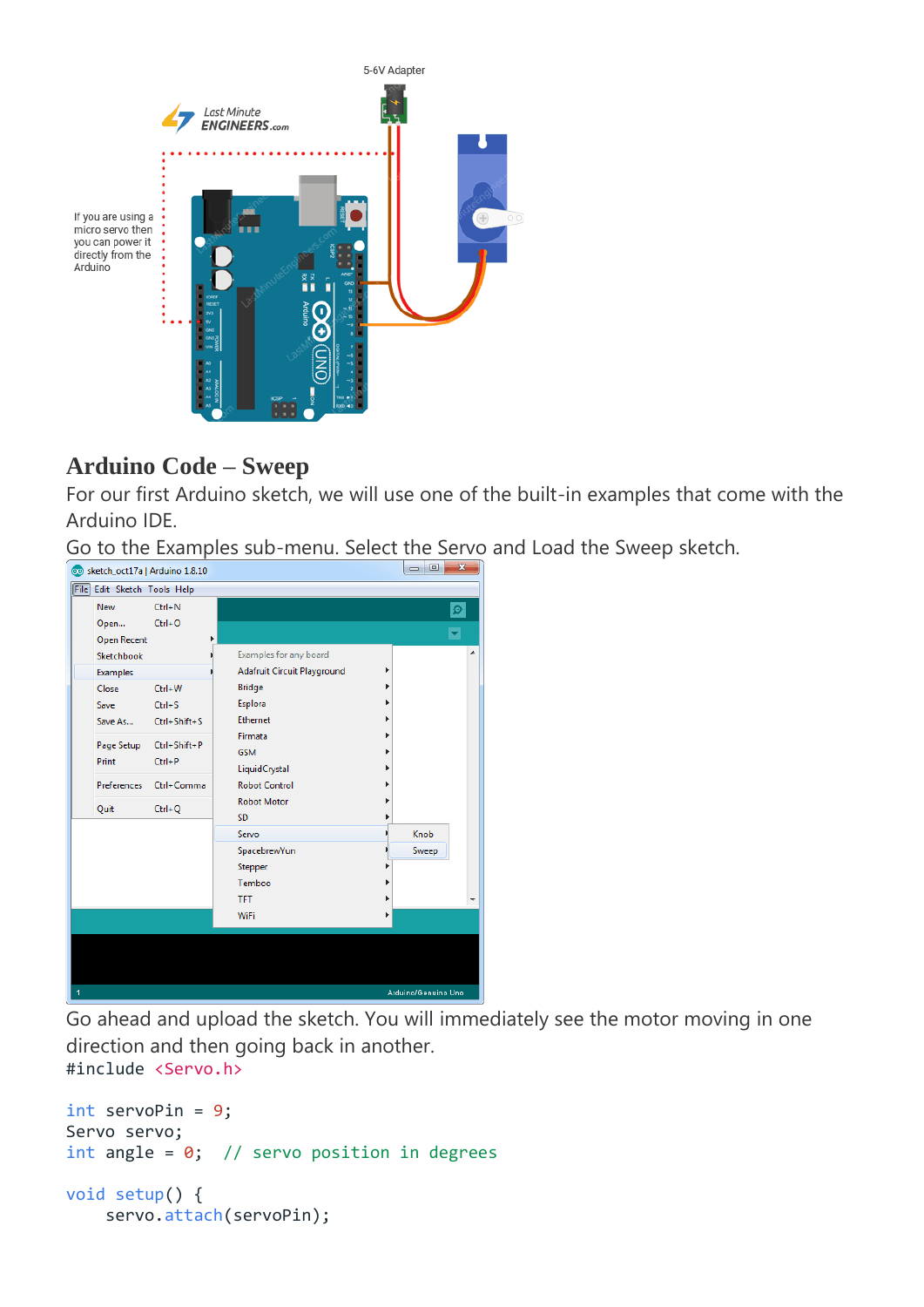## Arduino Code – Sweep

For our first Arduino sketch, we will use one of the built-in examples that come with the Arduino IDE.

Go to the Examples sub-menu. Select the Servo and Load the Sweep sketch.

Go ahead and upload the sketch. You will immediately see the motor moving in one direction and then going back in another.

```
#include <Servo.h>

int servoPin = 9;
Servo servo;
int angle = 0;  // servo position in degrees

void setup() {
    servo.attach(servoPin);
```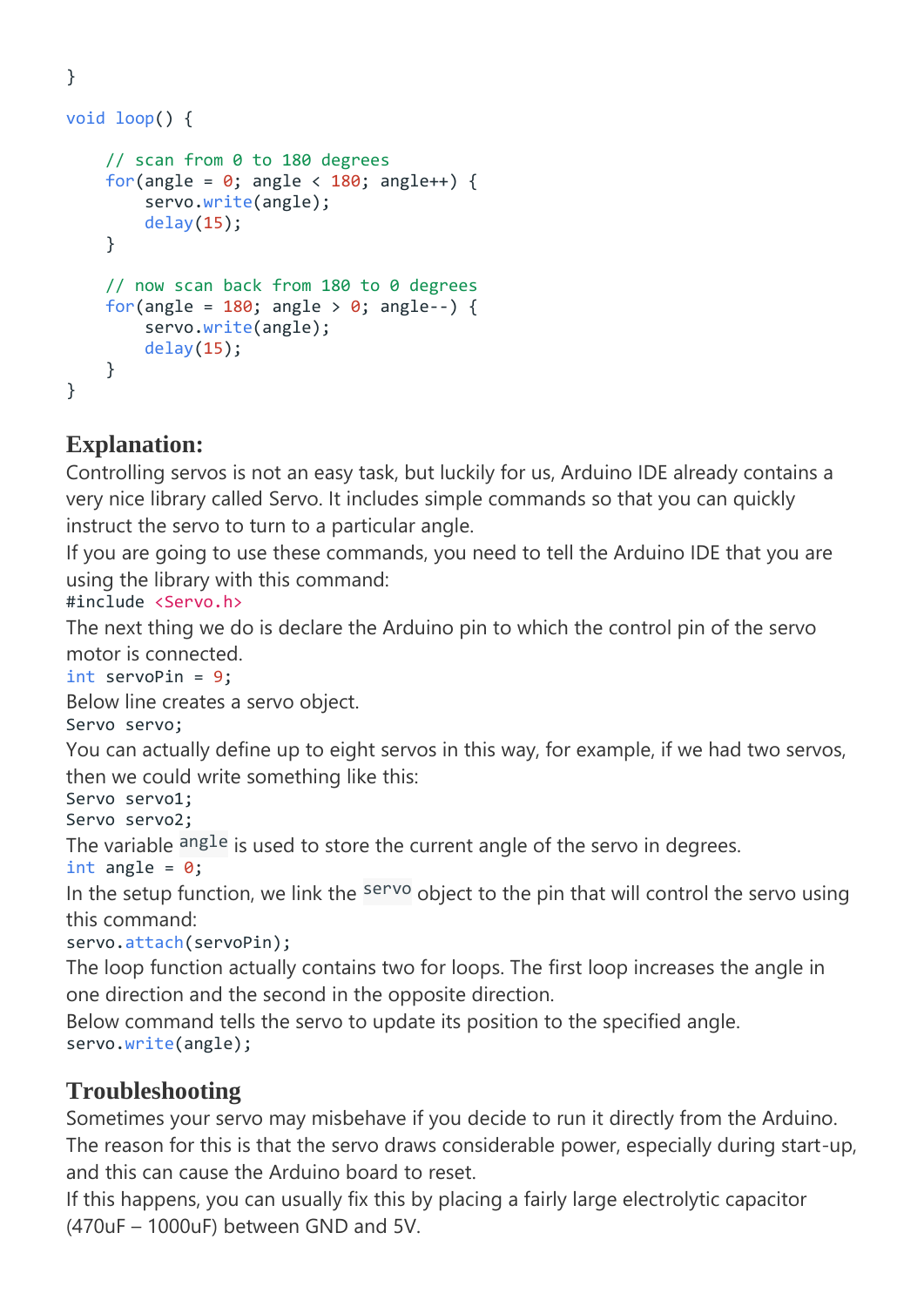```
}

void loop() {

    // scan from 0 to 180 degrees
    for(angle = 0; angle < 180; angle++) {
        servo.write(angle);
        delay(15);
    }

    // now scan back from 180 to 0 degrees
    for(angle = 180; angle > 0; angle--) {
        servo.write(angle);
        delay(15);
    }
}
```

## Explanation:

Controlling servos is not an easy task, but luckily for us, Arduino IDE already contains a very nice library called Servo. It includes simple commands so that you can quickly instruct the servo to turn to a particular angle.

If you are going to use these commands, you need to tell the Arduino IDE that you are using the library with this command:

```
#include <Servo.h>
```

The next thing we do is declare the Arduino pin to which the control pin of the servo motor is connected.

```
int servoPin = 9;
```

Below line creates a servo object.

```
Servo servo;
```

You can actually define up to eight servos in this way, for example, if we had two servos, then we could write something like this:

```
Servo servo1;
Servo servo2;
```

The variable `angle` is used to store the current angle of the servo in degrees.

```
int angle = 0;
```

In the setup function, we link the `servo` object to the pin that will control the servo using this command:

```
servo.attach(servoPin);
```

The loop function actually contains two for loops. The first loop increases the angle in one direction and the second in the opposite direction.

Below command tells the servo to update its position to the specified angle.

```
servo.write(angle);
```

## Troubleshooting

Sometimes your servo may misbehave if you decide to run it directly from the Arduino. The reason for this is that the servo draws considerable power, especially during start-up, and this can cause the Arduino board to reset.

If this happens, you can usually fix this by placing a fairly large electrolytic capacitor (470uF – 1000uF) between GND and 5V.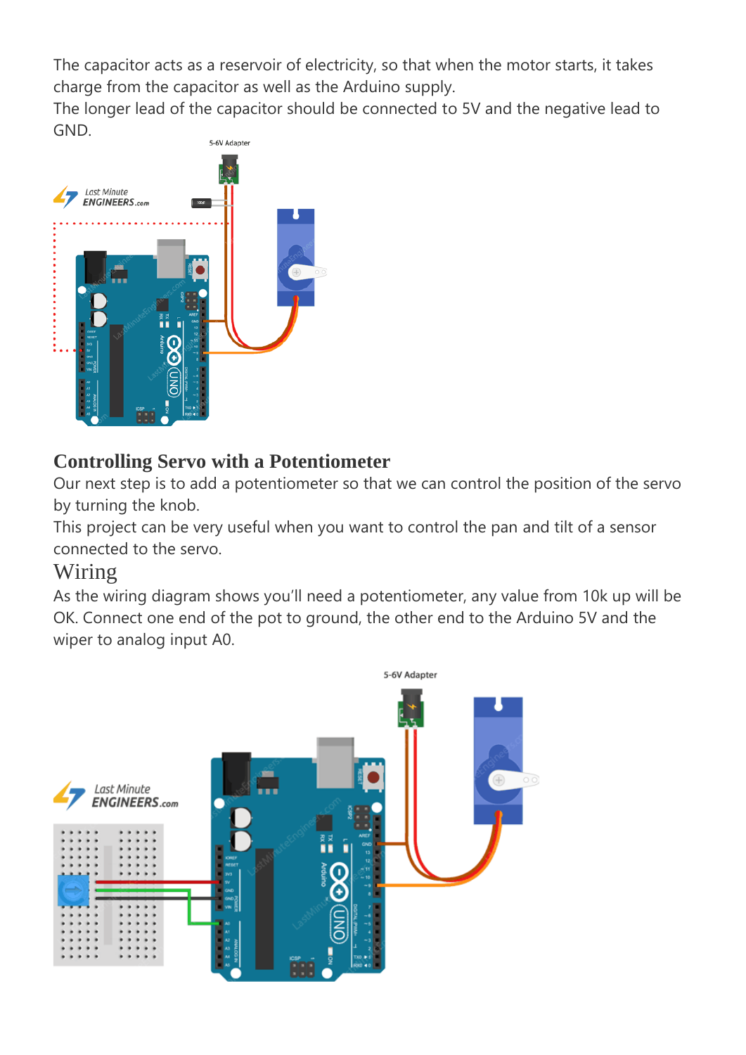The capacitor acts as a reservoir of electricity, so that when the motor starts, it takes charge from the capacitor as well as the Arduino supply.
The longer lead of the capacitor should be connected to 5V and the negative lead to GND.

## Controlling Servo with a Potentiometer

Our next step is to add a potentiometer so that we can control the position of the servo by turning the knob.
This project can be very useful when you want to control the pan and tilt of a sensor connected to the servo.

### Wiring

As the wiring diagram shows you'll need a potentiometer, any value from 10k up will be OK. Connect one end of the pot to ground, the other end to the Arduino 5V and the wiper to analog input A0.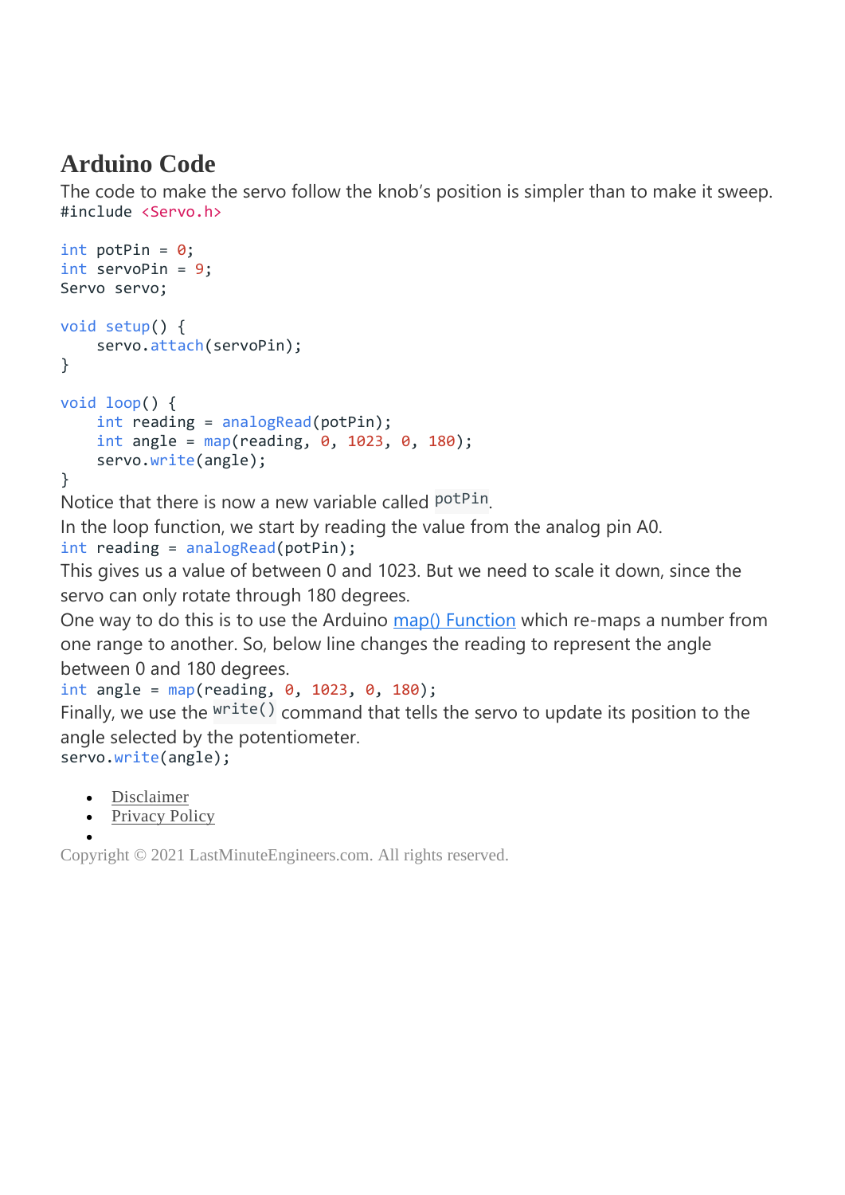## Arduino Code

The code to make the servo follow the knob's position is simpler than to make it sweep.

```
#include <Servo.h>

int potPin = 0;
int servoPin = 9;
Servo servo;

void setup() {
    servo.attach(servoPin);
}

void loop() {
    int reading = analogRead(potPin);
    int angle = map(reading, 0, 1023, 0, 180);
    servo.write(angle);
}
```

Notice that there is now a new variable called `potPin`.

In the loop function, we start by reading the value from the analog pin A0.

```
int reading = analogRead(potPin);
```

This gives us a value of between 0 and 1023. But we need to scale it down, since the servo can only rotate through 180 degrees.

One way to do this is to use the Arduino map() Function which re-maps a number from one range to another. So, below line changes the reading to represent the angle between 0 and 180 degrees.

```
int angle = map(reading, 0, 1023, 0, 180);
```

Finally, we use the `write()` command that tells the servo to update its position to the angle selected by the potentiometer.

```
servo.write(angle);
```

- Disclaimer
- Privacy Policy

Copyright © 2021 LastMinuteEngineers.com. All rights reserved.